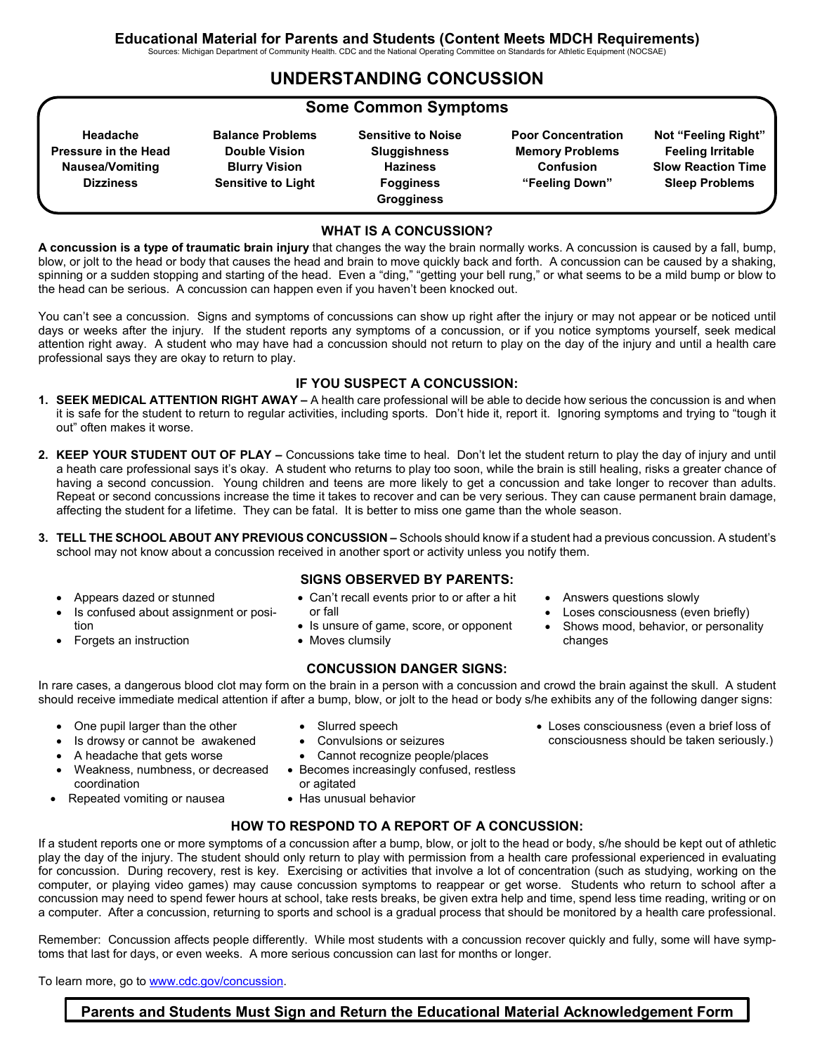**Educational Material for Parents and Students (Content Meets MDCH Requirements)**

Sources: Michigan Department of Community Health. CDC and the National Operating Committee on Standards for Athletic Equipment (NOCSAE)

# UNDERSTANDING CONCUSSION

## Some Common Symptoms

| | | | | |
|---|---|---|---|---|
| **Headache** | **Balance Problems** | **Sensitive to Noise** | **Poor Concentration** | **Not "Feeling Right"** |
| **Pressure in the Head** | **Double Vision** | **Sluggishness** | **Memory Problems** | **Feeling Irritable** |
| **Nausea/Vomiting** | **Blurry Vision** | **Haziness** | **Confusion** | **Slow Reaction Time** |
| **Dizziness** | **Sensitive to Light** | **Fogginess** | **"Feeling Down"** | **Sleep Problems** |
| | | **Grogginess** | | |

## WHAT IS A CONCUSSION?

**A concussion is a type of traumatic brain injury** that changes the way the brain normally works. A concussion is caused by a fall, bump, blow, or jolt to the head or body that causes the head and brain to move quickly back and forth. A concussion can be caused by a shaking, spinning or a sudden stopping and starting of the head. Even a "ding," "getting your bell rung," or what seems to be a mild bump or blow to the head can be serious. A concussion can happen even if you haven't been knocked out.

You can't see a concussion. Signs and symptoms of concussions can show up right after the injury or may not appear or be noticed until days or weeks after the injury. If the student reports any symptoms of a concussion, or if you notice symptoms yourself, seek medical attention right away. A student who may have had a concussion should not return to play on the day of the injury and until a health care professional says they are okay to return to play.

## IF YOU SUSPECT A CONCUSSION:

1. **SEEK MEDICAL ATTENTION RIGHT AWAY –** A health care professional will be able to decide how serious the concussion is and when it is safe for the student to return to regular activities, including sports. Don't hide it, report it. Ignoring symptoms and trying to "tough it out" often makes it worse.

2. **KEEP YOUR STUDENT OUT OF PLAY –** Concussions take time to heal. Don't let the student return to play the day of injury and until a heath care professional says it's okay. A student who returns to play too soon, while the brain is still healing, risks a greater chance of having a second concussion. Young children and teens are more likely to get a concussion and take longer to recover than adults. Repeat or second concussions increase the time it takes to recover and can be very serious. They can cause permanent brain damage, affecting the student for a lifetime. They can be fatal. It is better to miss one game than the whole season.

3. **TELL THE SCHOOL ABOUT ANY PREVIOUS CONCUSSION –** Schools should know if a student had a previous concussion. A student's school may not know about a concussion received in another sport or activity unless you notify them.

## SIGNS OBSERVED BY PARENTS:

- Appears dazed or stunned
- Is confused about assignment or position
- Forgets an instruction
- Can't recall events prior to or after a hit or fall
- Is unsure of game, score, or opponent
- Moves clumsily
- Answers questions slowly
- Loses consciousness (even briefly)
- Shows mood, behavior, or personality changes

## CONCUSSION DANGER SIGNS:

In rare cases, a dangerous blood clot may form on the brain in a person with a concussion and crowd the brain against the skull. A student should receive immediate medical attention if after a bump, blow, or jolt to the head or body s/he exhibits any of the following danger signs:

- One pupil larger than the other
- Is drowsy or cannot be awakened
- A headache that gets worse
- Weakness, numbness, or decreased coordination
- Repeated vomiting or nausea
- Slurred speech
- Convulsions or seizures
- Cannot recognize people/places
- Becomes increasingly confused, restless or agitated
- Has unusual behavior
- Loses consciousness (even a brief loss of consciousness should be taken seriously.)

## HOW TO RESPOND TO A REPORT OF A CONCUSSION:

If a student reports one or more symptoms of a concussion after a bump, blow, or jolt to the head or body, s/he should be kept out of athletic play the day of the injury. The student should only return to play with permission from a health care professional experienced in evaluating for concussion. During recovery, rest is key. Exercising or activities that involve a lot of concentration (such as studying, working on the computer, or playing video games) may cause concussion symptoms to reappear or get worse. Students who return to school after a concussion may need to spend fewer hours at school, take rests breaks, be given extra help and time, spend less time reading, writing or on a computer. After a concussion, returning to sports and school is a gradual process that should be monitored by a health care professional.

Remember: Concussion affects people differently. While most students with a concussion recover quickly and fully, some will have symptoms that last for days, or even weeks. A more serious concussion can last for months or longer.

To learn more, go to www.cdc.gov/concussion.

**Parents and Students Must Sign and Return the Educational Material Acknowledgement Form**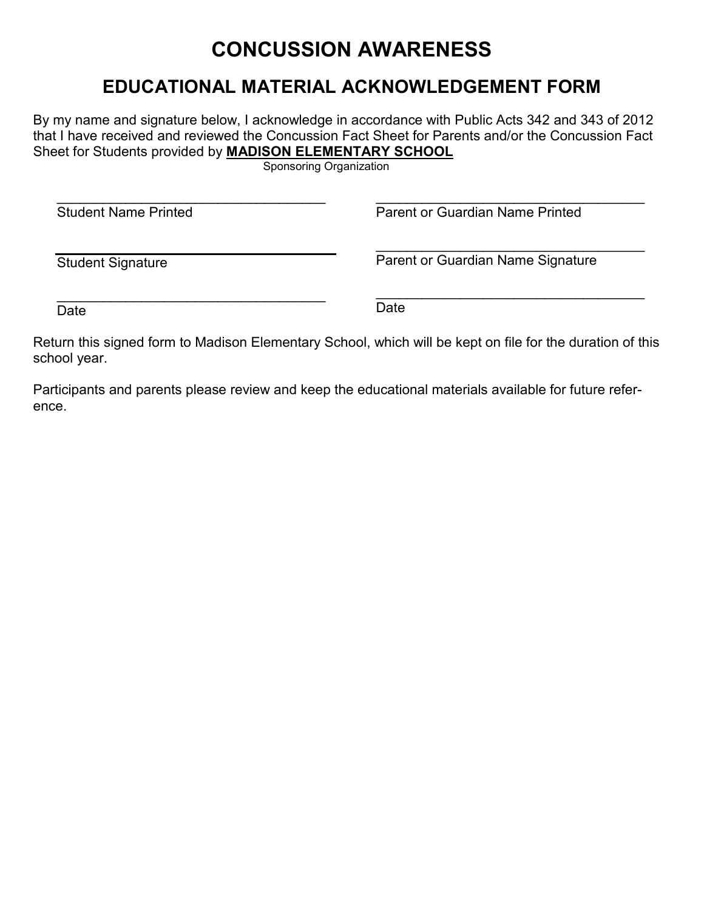# CONCUSSION AWARENESS

## EDUCATIONAL MATERIAL ACKNOWLEDGEMENT FORM

By my name and signature below, I acknowledge in accordance with Public Acts 342 and 343 of 2012 that I have received and reviewed the Concussion Fact Sheet for Parents and/or the Concussion Fact Sheet for Students provided by **MADISON ELEMENTARY SCHOOL**

Sponsoring Organization

| | |
|---|---|
| ___________________________________ | ___________________________________ |
| Student Name Printed | Parent or Guardian Name Printed |
| ___________________________________ | ___________________________________ |
| Student Signature | Parent or Guardian Name Signature |
| ___________________________________ | ___________________________________ |
| Date | Date |

Return this signed form to Madison Elementary School, which will be kept on file for the duration of this school year.

Participants and parents please review and keep the educational materials available for future reference.